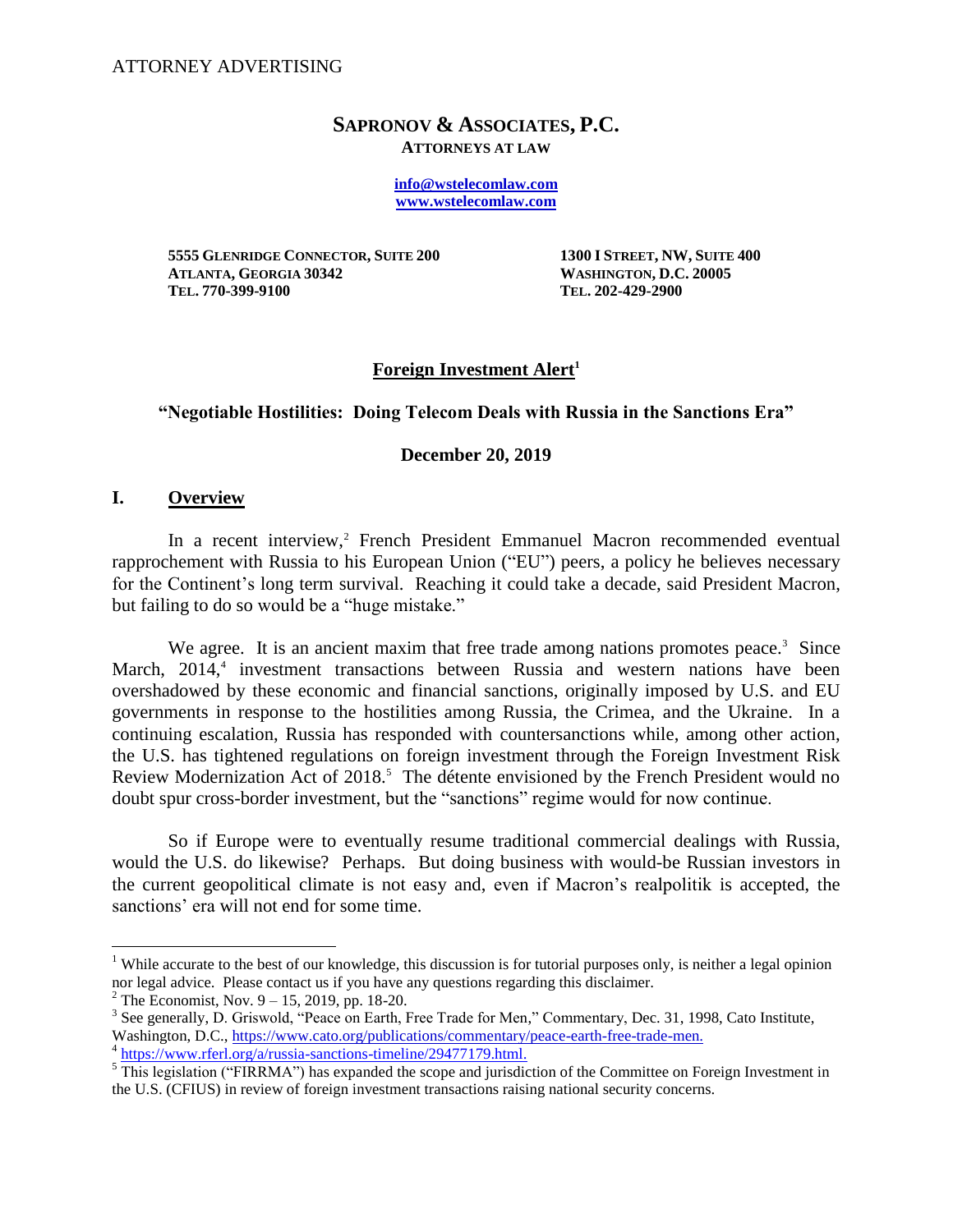ATTORNEY ADVERTISING

# SAPRONOV & ASSOCIATES, P.C.

**ATTORNEYS AT LAW**

**info@wstelecomlaw.com**
**www.wstelecomlaw.com**

**5555 GLENRIDGE CONNECTOR, SUITE 200**
**ATLANTA, GEORGIA 30342**
**TEL. 770-399-9100**

**1300 I STREET, NW, SUITE 400**
**WASHINGTON, D.C. 20005**
**TEL. 202-429-2900**

## Foreign Investment Alert[1]

**"Negotiable Hostilities: Doing Telecom Deals with Russia in the Sanctions Era"**

**December 20, 2019**

## I. Overview

In a recent interview,[2] French President Emmanuel Macron recommended eventual rapprochement with Russia to his European Union ("EU") peers, a policy he believes necessary for the Continent's long term survival. Reaching it could take a decade, said President Macron, but failing to do so would be a "huge mistake."

We agree. It is an ancient maxim that free trade among nations promotes peace.[3] Since March, 2014,[4] investment transactions between Russia and western nations have been overshadowed by these economic and financial sanctions, originally imposed by U.S. and EU governments in response to the hostilities among Russia, the Crimea, and the Ukraine. In a continuing escalation, Russia has responded with countersanctions while, among other action, the U.S. has tightened regulations on foreign investment through the Foreign Investment Risk Review Modernization Act of 2018.[5] The détente envisioned by the French President would no doubt spur cross-border investment, but the "sanctions" regime would for now continue.

So if Europe were to eventually resume traditional commercial dealings with Russia, would the U.S. do likewise? Perhaps. But doing business with would-be Russian investors in the current geopolitical climate is not easy and, even if Macron's realpolitik is accepted, the sanctions' era will not end for some time.

---

[1] While accurate to the best of our knowledge, this discussion is for tutorial purposes only, is neither a legal opinion nor legal advice. Please contact us if you have any questions regarding this disclaimer.

[2] The Economist, Nov. 9 – 15, 2019, pp. 18-20.

[3] See generally, D. Griswold, "Peace on Earth, Free Trade for Men," Commentary, Dec. 31, 1998, Cato Institute, Washington, D.C., https://www.cato.org/publications/commentary/peace-earth-free-trade-men.

[4] https://www.rferl.org/a/russia-sanctions-timeline/29477179.html.

[5] This legislation ("FIRRMA") has expanded the scope and jurisdiction of the Committee on Foreign Investment in the U.S. (CFIUS) in review of foreign investment transactions raising national security concerns.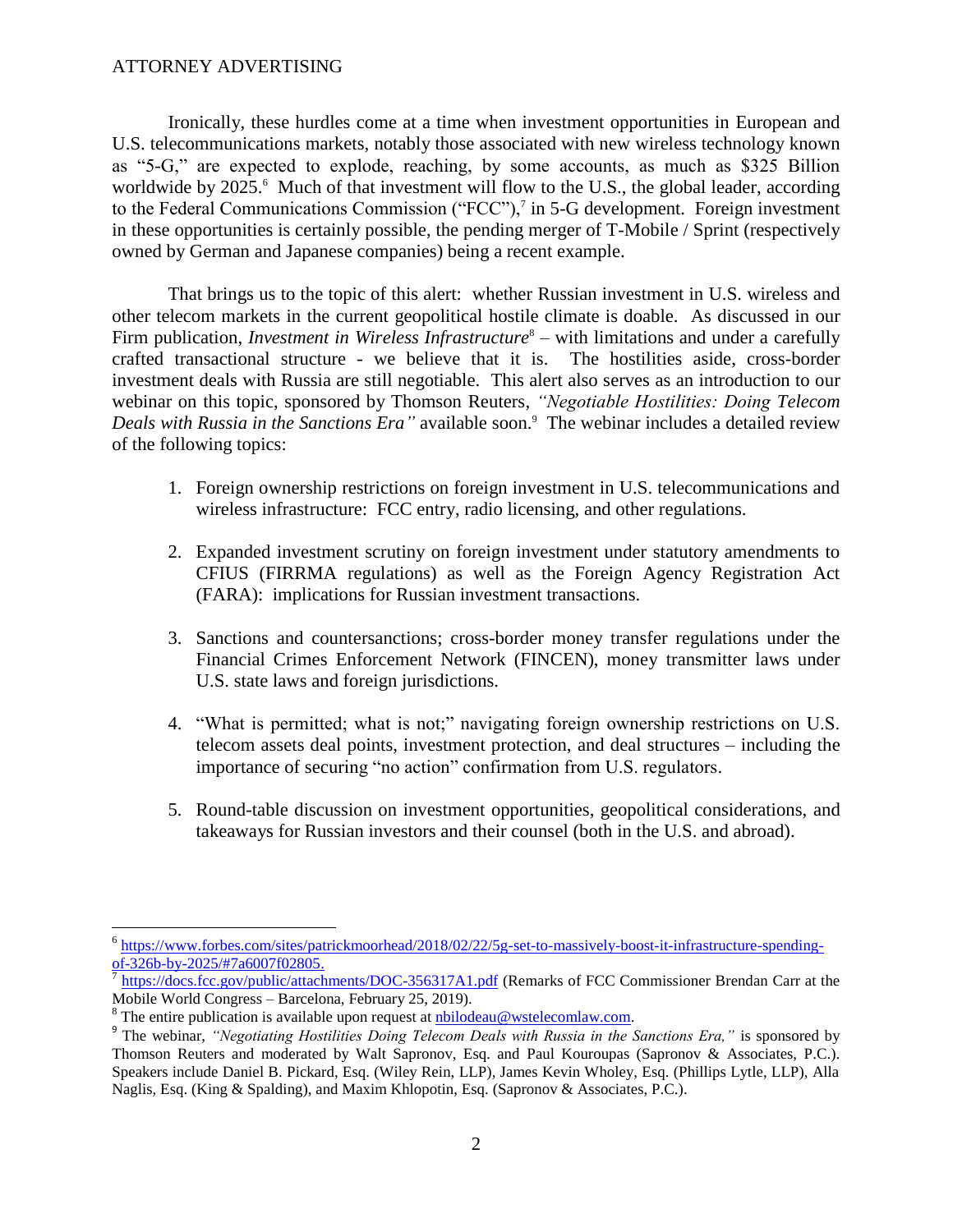Ironically, these hurdles come at a time when investment opportunities in European and U.S. telecommunications markets, notably those associated with new wireless technology known as "5-G," are expected to explode, reaching, by some accounts, as much as $325 Billion worldwide by 2025.[6] Much of that investment will flow to the U.S., the global leader, according to the Federal Communications Commission ("FCC"),[7] in 5-G development. Foreign investment in these opportunities is certainly possible, the pending merger of T-Mobile / Sprint (respectively owned by German and Japanese companies) being a recent example.

That brings us to the topic of this alert: whether Russian investment in U.S. wireless and other telecom markets in the current geopolitical hostile climate is doable. As discussed in our Firm publication, *Investment in Wireless Infrastructure*[8] – with limitations and under a carefully crafted transactional structure - we believe that it is. The hostilities aside, cross-border investment deals with Russia are still negotiable. This alert also serves as an introduction to our webinar on this topic, sponsored by Thomson Reuters, *"Negotiable Hostilities: Doing Telecom Deals with Russia in the Sanctions Era"* available soon.[9] The webinar includes a detailed review of the following topics:

1. Foreign ownership restrictions on foreign investment in U.S. telecommunications and wireless infrastructure: FCC entry, radio licensing, and other regulations.

2. Expanded investment scrutiny on foreign investment under statutory amendments to CFIUS (FIRRMA regulations) as well as the Foreign Agency Registration Act (FARA): implications for Russian investment transactions.

3. Sanctions and countersanctions; cross-border money transfer regulations under the Financial Crimes Enforcement Network (FINCEN), money transmitter laws under U.S. state laws and foreign jurisdictions.

4. "What is permitted; what is not;" navigating foreign ownership restrictions on U.S. telecom assets deal points, investment protection, and deal structures – including the importance of securing "no action" confirmation from U.S. regulators.

5. Round-table discussion on investment opportunities, geopolitical considerations, and takeaways for Russian investors and their counsel (both in the U.S. and abroad).

---

[6] https://www.forbes.com/sites/patrickmoorhead/2018/02/22/5g-set-to-massively-boost-it-infrastructure-spending-of-326b-by-2025/#7a6007f02805.

[7] https://docs.fcc.gov/public/attachments/DOC-356317A1.pdf (Remarks of FCC Commissioner Brendan Carr at the Mobile World Congress – Barcelona, February 25, 2019).

[8] The entire publication is available upon request at nbilodeau@wstelecomlaw.com.

[9] The webinar, *"Negotiating Hostilities Doing Telecom Deals with Russia in the Sanctions Era,"* is sponsored by Thomson Reuters and moderated by Walt Sapronov, Esq. and Paul Kouroupas (Sapronov & Associates, P.C.). Speakers include Daniel B. Pickard, Esq. (Wiley Rein, LLP), James Kevin Wholey, Esq. (Phillips Lytle, LLP), Alla Naglis, Esq. (King & Spalding), and Maxim Khlopotin, Esq. (Sapronov & Associates, P.C.).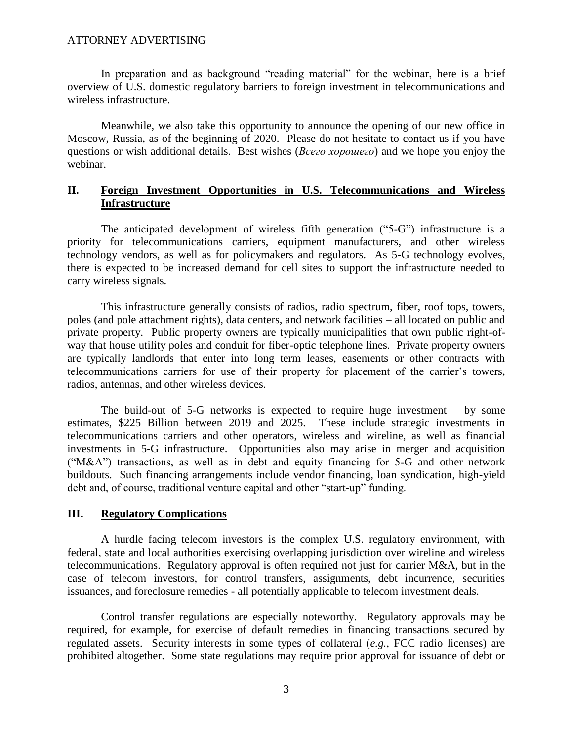ATTORNEY ADVERTISING

In preparation and as background "reading material" for the webinar, here is a brief overview of U.S. domestic regulatory barriers to foreign investment in telecommunications and wireless infrastructure.

Meanwhile, we also take this opportunity to announce the opening of our new office in Moscow, Russia, as of the beginning of 2020. Please do not hesitate to contact us if you have questions or wish additional details. Best wishes (*Всего хорошего*) and we hope you enjoy the webinar.

## II. Foreign Investment Opportunities in U.S. Telecommunications and Wireless Infrastructure

The anticipated development of wireless fifth generation ("5-G") infrastructure is a priority for telecommunications carriers, equipment manufacturers, and other wireless technology vendors, as well as for policymakers and regulators. As 5-G technology evolves, there is expected to be increased demand for cell sites to support the infrastructure needed to carry wireless signals.

This infrastructure generally consists of radios, radio spectrum, fiber, roof tops, towers, poles (and pole attachment rights), data centers, and network facilities – all located on public and private property. Public property owners are typically municipalities that own public right-of-way that house utility poles and conduit for fiber-optic telephone lines. Private property owners are typically landlords that enter into long term leases, easements or other contracts with telecommunications carriers for use of their property for placement of the carrier's towers, radios, antennas, and other wireless devices.

The build-out of 5-G networks is expected to require huge investment – by some estimates, $225 Billion between 2019 and 2025. These include strategic investments in telecommunications carriers and other operators, wireless and wireline, as well as financial investments in 5-G infrastructure. Opportunities also may arise in merger and acquisition ("M&A") transactions, as well as in debt and equity financing for 5-G and other network buildouts. Such financing arrangements include vendor financing, loan syndication, high-yield debt and, of course, traditional venture capital and other "start-up" funding.

## III. Regulatory Complications

A hurdle facing telecom investors is the complex U.S. regulatory environment, with federal, state and local authorities exercising overlapping jurisdiction over wireline and wireless telecommunications. Regulatory approval is often required not just for carrier M&A, but in the case of telecom investors, for control transfers, assignments, debt incurrence, securities issuances, and foreclosure remedies - all potentially applicable to telecom investment deals.

Control transfer regulations are especially noteworthy. Regulatory approvals may be required, for example, for exercise of default remedies in financing transactions secured by regulated assets. Security interests in some types of collateral (*e.g.*, FCC radio licenses) are prohibited altogether. Some state regulations may require prior approval for issuance of debt or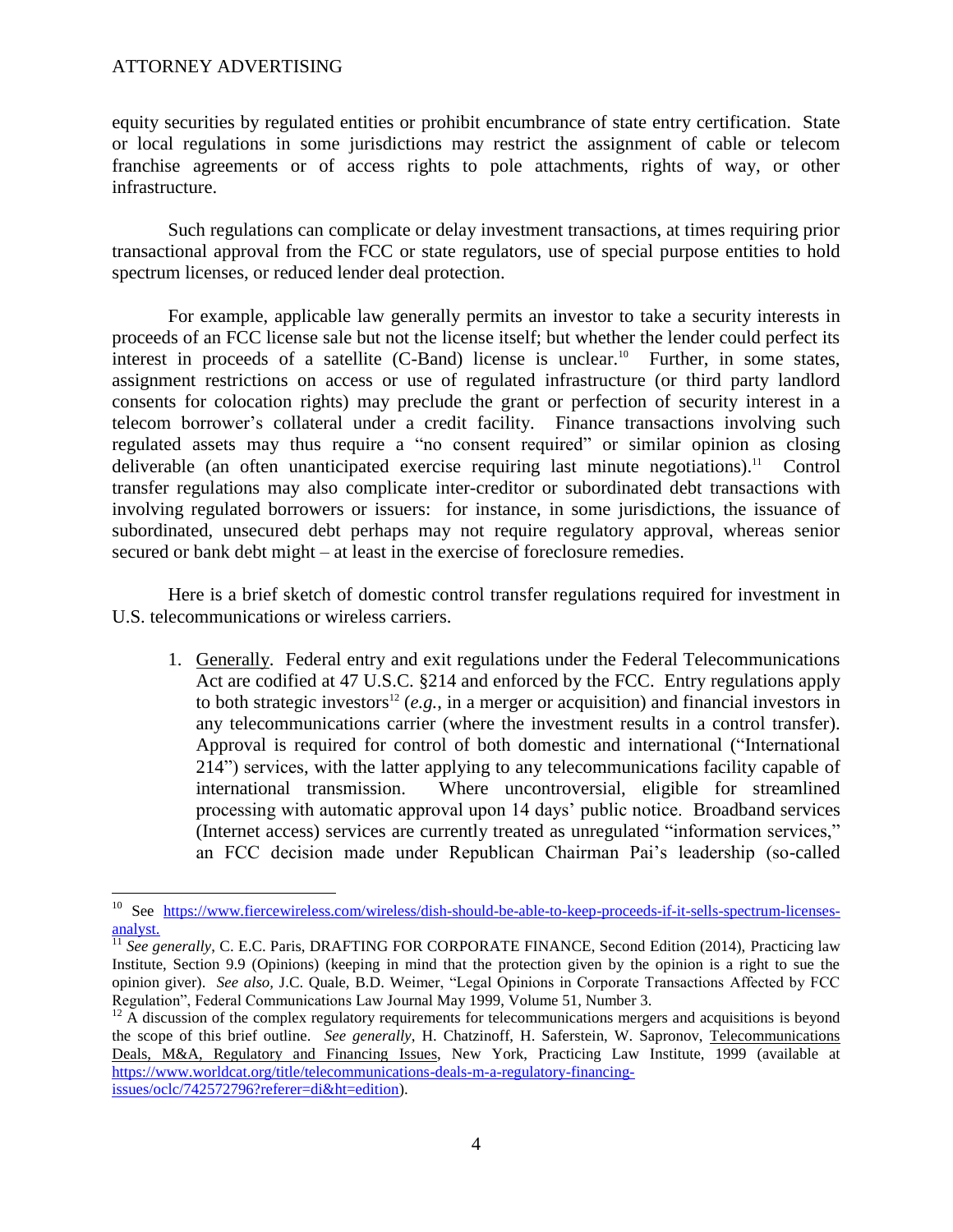equity securities by regulated entities or prohibit encumbrance of state entry certification. State or local regulations in some jurisdictions may restrict the assignment of cable or telecom franchise agreements or of access rights to pole attachments, rights of way, or other infrastructure.

Such regulations can complicate or delay investment transactions, at times requiring prior transactional approval from the FCC or state regulators, use of special purpose entities to hold spectrum licenses, or reduced lender deal protection.

For example, applicable law generally permits an investor to take a security interests in proceeds of an FCC license sale but not the license itself; but whether the lender could perfect its interest in proceeds of a satellite (C-Band) license is unclear.[10] Further, in some states, assignment restrictions on access or use of regulated infrastructure (or third party landlord consents for colocation rights) may preclude the grant or perfection of security interest in a telecom borrower's collateral under a credit facility. Finance transactions involving such regulated assets may thus require a "no consent required" or similar opinion as closing deliverable (an often unanticipated exercise requiring last minute negotiations).[11] Control transfer regulations may also complicate inter-creditor or subordinated debt transactions with involving regulated borrowers or issuers: for instance, in some jurisdictions, the issuance of subordinated, unsecured debt perhaps may not require regulatory approval, whereas senior secured or bank debt might – at least in the exercise of foreclosure remedies.

Here is a brief sketch of domestic control transfer regulations required for investment in U.S. telecommunications or wireless carriers.

1. Generally. Federal entry and exit regulations under the Federal Telecommunications Act are codified at 47 U.S.C. §214 and enforced by the FCC. Entry regulations apply to both strategic investors[12] (*e.g.*, in a merger or acquisition) and financial investors in any telecommunications carrier (where the investment results in a control transfer). Approval is required for control of both domestic and international ("International 214") services, with the latter applying to any telecommunications facility capable of international transmission. Where uncontroversial, eligible for streamlined processing with automatic approval upon 14 days' public notice. Broadband services (Internet access) services are currently treated as unregulated "information services," an FCC decision made under Republican Chairman Pai's leadership (so-called

---

[10] See https://www.fiercewireless.com/wireless/dish-should-be-able-to-keep-proceeds-if-it-sells-spectrum-licenses-analyst.

[11] *See generally*, C. E.C. Paris, DRAFTING FOR CORPORATE FINANCE, Second Edition (2014), Practicing law Institute, Section 9.9 (Opinions) (keeping in mind that the protection given by the opinion is a right to sue the opinion giver). *See also*, J.C. Quale, B.D. Weimer, "Legal Opinions in Corporate Transactions Affected by FCC Regulation", Federal Communications Law Journal May 1999, Volume 51, Number 3.

[12] A discussion of the complex regulatory requirements for telecommunications mergers and acquisitions is beyond the scope of this brief outline. *See generally*, H. Chatzinoff, H. Saferstein, W. Sapronov, Telecommunications Deals, M&A, Regulatory and Financing Issues, New York, Practicing Law Institute, 1999 (available at https://www.worldcat.org/title/telecommunications-deals-m-a-regulatory-financing-issues/oclc/742572796?referer=di&ht=edition).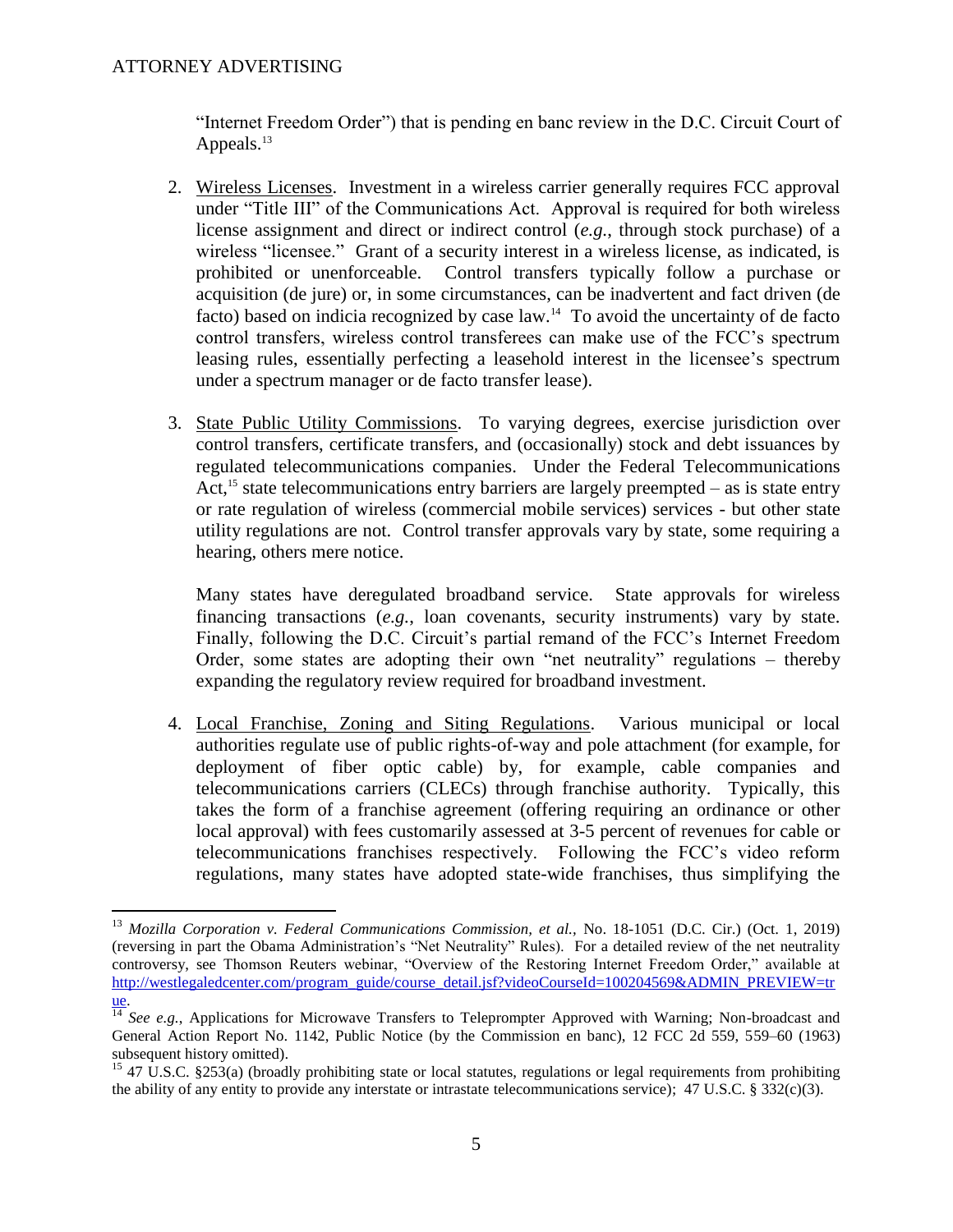"Internet Freedom Order") that is pending en banc review in the D.C. Circuit Court of Appeals.[13]

2. Wireless Licenses. Investment in a wireless carrier generally requires FCC approval under "Title III" of the Communications Act. Approval is required for both wireless license assignment and direct or indirect control (*e.g.*, through stock purchase) of a wireless "licensee." Grant of a security interest in a wireless license, as indicated, is prohibited or unenforceable. Control transfers typically follow a purchase or acquisition (de jure) or, in some circumstances, can be inadvertent and fact driven (de facto) based on indicia recognized by case law.[14] To avoid the uncertainty of de facto control transfers, wireless control transferees can make use of the FCC's spectrum leasing rules, essentially perfecting a leasehold interest in the licensee's spectrum under a spectrum manager or de facto transfer lease).

3. State Public Utility Commissions. To varying degrees, exercise jurisdiction over control transfers, certificate transfers, and (occasionally) stock and debt issuances by regulated telecommunications companies. Under the Federal Telecommunications Act,[15] state telecommunications entry barriers are largely preempted – as is state entry or rate regulation of wireless (commercial mobile services) services - but other state utility regulations are not. Control transfer approvals vary by state, some requiring a hearing, others mere notice.

   Many states have deregulated broadband service. State approvals for wireless financing transactions (*e.g.*, loan covenants, security instruments) vary by state. Finally, following the D.C. Circuit's partial remand of the FCC's Internet Freedom Order, some states are adopting their own "net neutrality" regulations – thereby expanding the regulatory review required for broadband investment.

4. Local Franchise, Zoning and Siting Regulations. Various municipal or local authorities regulate use of public rights-of-way and pole attachment (for example, for deployment of fiber optic cable) by, for example, cable companies and telecommunications carriers (CLECs) through franchise authority. Typically, this takes the form of a franchise agreement (offering requiring an ordinance or other local approval) with fees customarily assessed at 3-5 percent of revenues for cable or telecommunications franchises respectively. Following the FCC's video reform regulations, many states have adopted state-wide franchises, thus simplifying the

---

[13] *Mozilla Corporation v. Federal Communications Commission, et al.*, No. 18-1051 (D.C. Cir.) (Oct. 1, 2019) (reversing in part the Obama Administration's "Net Neutrality" Rules). For a detailed review of the net neutrality controversy, see Thomson Reuters webinar, "Overview of the Restoring Internet Freedom Order," available at http://westlegaledcenter.com/program_guide/course_detail.jsf?videoCourseId=100204569&ADMIN_PREVIEW=true.

[14] *See e.g.*, Applications for Microwave Transfers to Teleprompter Approved with Warning; Non-broadcast and General Action Report No. 1142, Public Notice (by the Commission en banc), 12 FCC 2d 559, 559–60 (1963) subsequent history omitted).

[15] 47 U.S.C. §253(a) (broadly prohibiting state or local statutes, regulations or legal requirements from prohibiting the ability of any entity to provide any interstate or intrastate telecommunications service); 47 U.S.C. § 332(c)(3).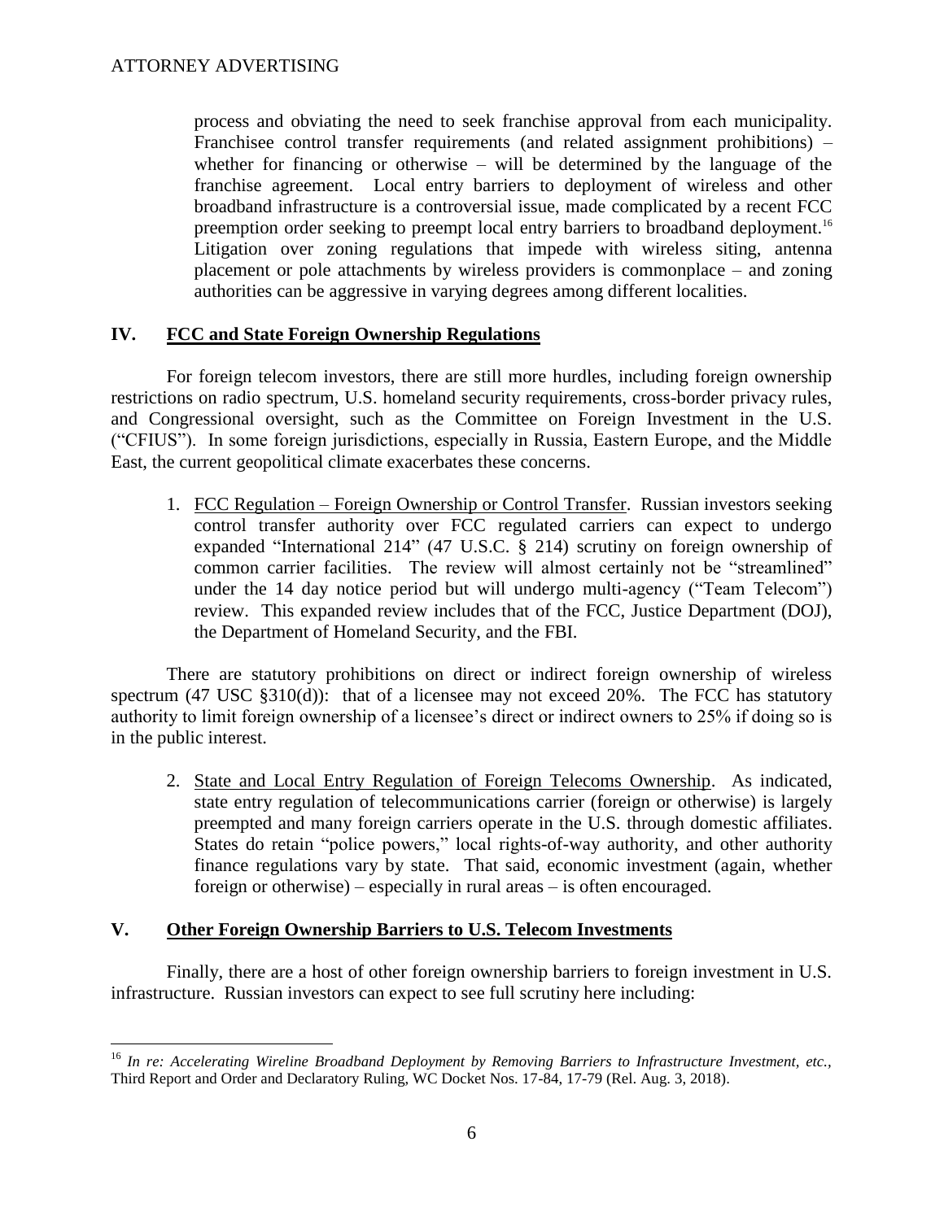process and obviating the need to seek franchise approval from each municipality. Franchisee control transfer requirements (and related assignment prohibitions) – whether for financing or otherwise – will be determined by the language of the franchise agreement. Local entry barriers to deployment of wireless and other broadband infrastructure is a controversial issue, made complicated by a recent FCC preemption order seeking to preempt local entry barriers to broadband deployment.[16] Litigation over zoning regulations that impede with wireless siting, antenna placement or pole attachments by wireless providers is commonplace – and zoning authorities can be aggressive in varying degrees among different localities.

## IV. FCC and State Foreign Ownership Regulations

For foreign telecom investors, there are still more hurdles, including foreign ownership restrictions on radio spectrum, U.S. homeland security requirements, cross-border privacy rules, and Congressional oversight, such as the Committee on Foreign Investment in the U.S. ("CFIUS"). In some foreign jurisdictions, especially in Russia, Eastern Europe, and the Middle East, the current geopolitical climate exacerbates these concerns.

1. FCC Regulation – Foreign Ownership or Control Transfer. Russian investors seeking control transfer authority over FCC regulated carriers can expect to undergo expanded "International 214" (47 U.S.C. § 214) scrutiny on foreign ownership of common carrier facilities. The review will almost certainly not be "streamlined" under the 14 day notice period but will undergo multi-agency ("Team Telecom") review. This expanded review includes that of the FCC, Justice Department (DOJ), the Department of Homeland Security, and the FBI.

There are statutory prohibitions on direct or indirect foreign ownership of wireless spectrum (47 USC §310(d)): that of a licensee may not exceed 20%. The FCC has statutory authority to limit foreign ownership of a licensee's direct or indirect owners to 25% if doing so is in the public interest.

2. State and Local Entry Regulation of Foreign Telecoms Ownership. As indicated, state entry regulation of telecommunications carrier (foreign or otherwise) is largely preempted and many foreign carriers operate in the U.S. through domestic affiliates. States do retain "police powers," local rights-of-way authority, and other authority finance regulations vary by state. That said, economic investment (again, whether foreign or otherwise) – especially in rural areas – is often encouraged.

## V. Other Foreign Ownership Barriers to U.S. Telecom Investments

Finally, there are a host of other foreign ownership barriers to foreign investment in U.S. infrastructure. Russian investors can expect to see full scrutiny here including:

---

[16] *In re: Accelerating Wireline Broadband Deployment by Removing Barriers to Infrastructure Investment, etc.,* Third Report and Order and Declaratory Ruling, WC Docket Nos. 17-84, 17-79 (Rel. Aug. 3, 2018).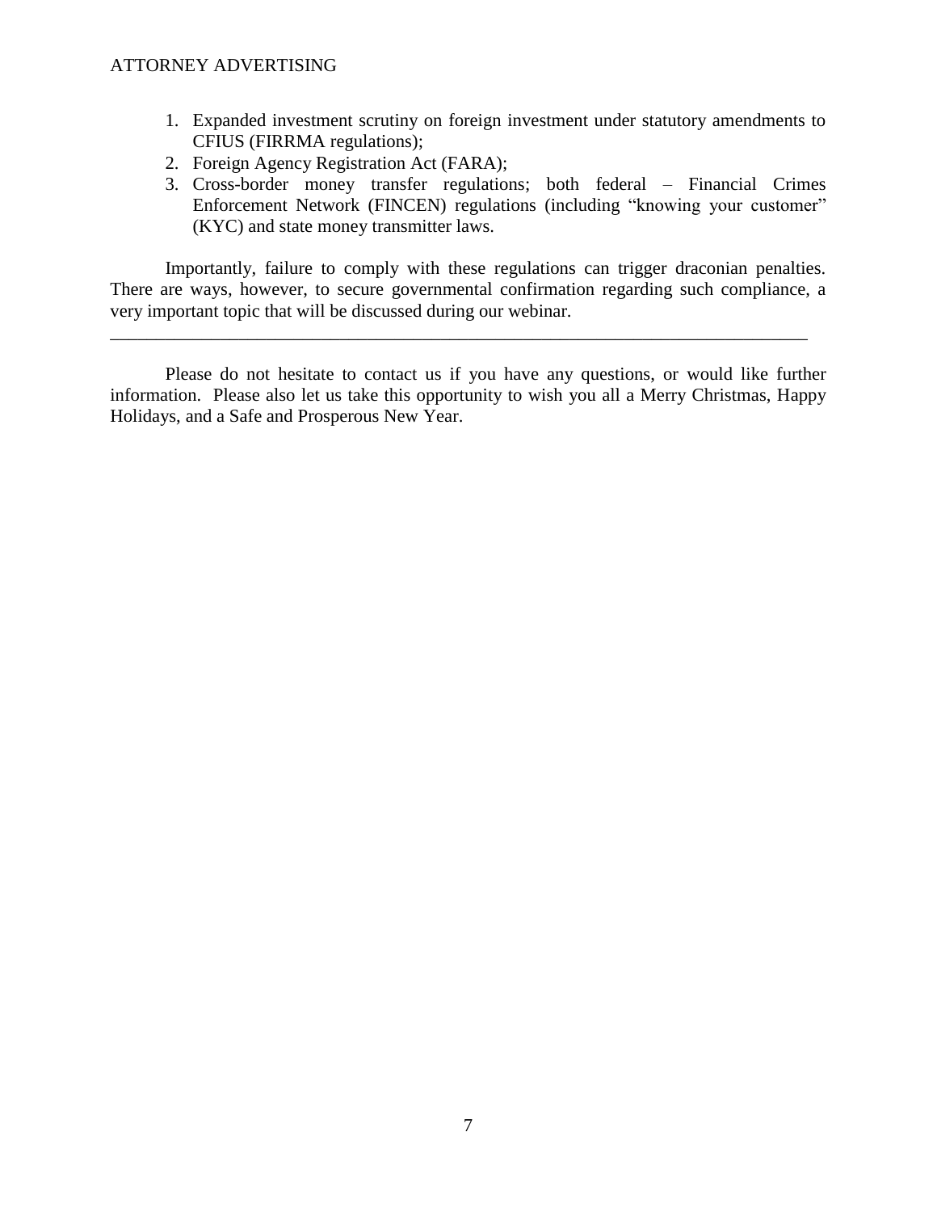ATTORNEY ADVERTISING

1. Expanded investment scrutiny on foreign investment under statutory amendments to CFIUS (FIRRMA regulations);
2. Foreign Agency Registration Act (FARA);
3. Cross-border money transfer regulations; both federal – Financial Crimes Enforcement Network (FINCEN) regulations (including "knowing your customer" (KYC) and state money transmitter laws.

Importantly, failure to comply with these regulations can trigger draconian penalties. There are ways, however, to secure governmental confirmation regarding such compliance, a very important topic that will be discussed during our webinar.

---

Please do not hesitate to contact us if you have any questions, or would like further information. Please also let us take this opportunity to wish you all a Merry Christmas, Happy Holidays, and a Safe and Prosperous New Year.